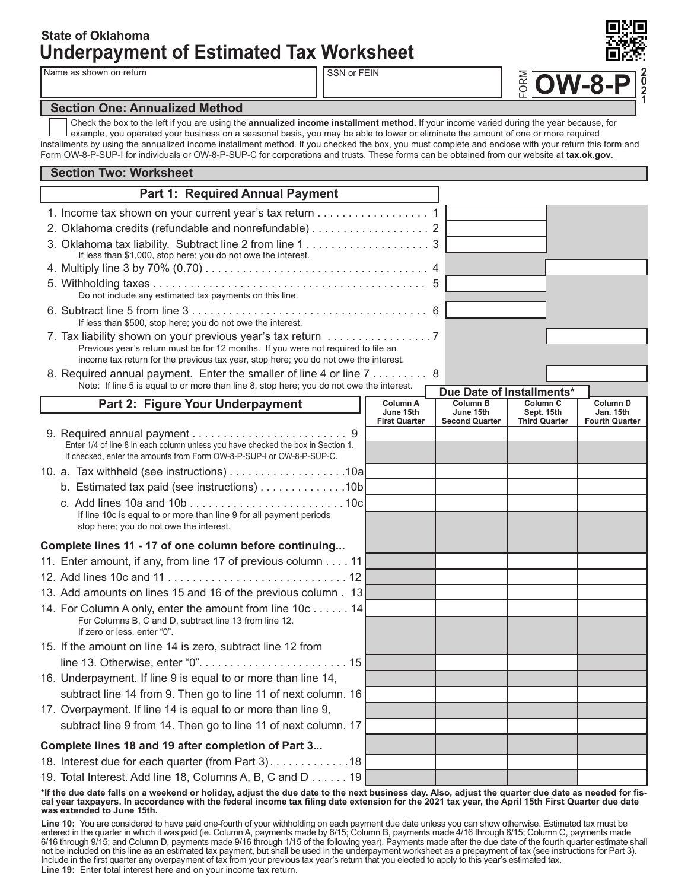State of Oklahoma

# Underpayment of Estimated Tax Worksheet

FORM **OW-8-P** 2021

| Name as shown on return | SSN or FEIN |
|---|---|
| | |

## Section One: Annualized Method

☐ Check the box to the left if you are using the **annualized income installment method.** If your income varied during the year because, for example, you operated your business on a seasonal basis, you may be able to lower or eliminate the amount of one or more required installments by using the annualized income installment method. If you checked the box, you must complete and enclose with your return this form and Form OW-8-P-SUP-I for individuals or OW-8-P-SUP-C for corporations and trusts. These forms can be obtained from our website at **tax.ok.gov**.

## Section Two: Worksheet

### Part 1: Required Annual Payment

1. Income tax shown on your current year's tax return . . . . . . . . . . . . . . . . . . 1
2. Oklahoma credits (refundable and nonrefundable) . . . . . . . . . . . . . . . . . . 2
3. Oklahoma tax liability. Subtract line 2 from line 1 . . . . . . . . . . . . . . . . . . . 3
   If less than $1,000, stop here; you do not owe the interest.
4. Multiply line 3 by 70% (0.70) . . . . . . . . . . . . . . . . . . . . . . . . . . . . . . . . . . . 4
5. Withholding taxes . . . . . . . . . . . . . . . . . . . . . . . . . . . . . . . . . . . . . . . . . . . 5
   Do not include any estimated tax payments on this line.
6. Subtract line 5 from line 3 . . . . . . . . . . . . . . . . . . . . . . . . . . . . . . . . . . . . 6
   If less than $500, stop here; you do not owe the interest.
7. Tax liability shown on your previous year's tax return . . . . . . . . . . . . . . . . 7
   Previous year's return must be for 12 months. If you were not required to file an income tax return for the previous tax year, stop here; you do not owe the interest.
8. Required annual payment. Enter the smaller of line 4 or line 7 . . . . . . . . . 8
   Note: If line 5 is equal to or more than line 8, stop here; you do not owe the interest.

### Part 2: Figure Your Underpayment

| | Due Date of Installments* | | | |
|---|---|---|---|---|
| | **Column A** June 15th First Quarter | **Column B** June 15th Second Quarter | **Column C** Sept. 15th Third Quarter | **Column D** Jan. 15th Fourth Quarter |
| 9. Required annual payment . . . 9<br>Enter 1/4 of line 8 in each column unless you have checked the box in Section 1. If checked, enter the amounts from Form OW-8-P-SUP-I or OW-8-P-SUP-C. | | | | |
| 10. a. Tax withheld (see instructions) . . . 10a | | | | |
| b. Estimated tax paid (see instructions) . . . 10b | | | | |
| c. Add lines 10a and 10b . . . 10c<br>If line 10c is equal to or more than line 9 for all payment periods stop here; you do not owe the interest. | | | | |
| **Complete lines 11 - 17 of one column before continuing...** | | | | |
| 11. Enter amount, if any, from line 17 of previous column . . . 11 | | | | |
| 12. Add lines 10c and 11 . . . 12 | | | | |
| 13. Add amounts on lines 15 and 16 of the previous column . 13 | | | | |
| 14. For Column A only, enter the amount from line 10c . . . 14<br>For Columns B, C and D, subtract line 13 from line 12. If zero or less, enter "0". | | | | |
| 15. If the amount on line 14 is zero, subtract line 12 from line 13. Otherwise, enter "0". . . . 15 | | | | |
| 16. Underpayment. If line 9 is equal to or more than line 14, subtract line 14 from 9. Then go to line 11 of next column. 16 | | | | |
| 17. Overpayment. If line 14 is equal to or more than line 9, subtract line 9 from 14. Then go to line 11 of next column. 17 | | | | |
| **Complete lines 18 and 19 after completion of Part 3...** | | | | |
| 18. Interest due for each quarter (from Part 3) . . . 18 | | | | |
| 19. Total Interest. Add line 18, Columns A, B, C and D . . . 19 | | | | |

**\*If the due date falls on a weekend or holiday, adjust the due date to the next business day. Also, adjust the quarter due date as needed for fiscal year taxpayers. In accordance with the federal income tax filing date extension for the 2021 tax year, the April 15th First Quarter due date was extended to June 15th.**

**Line 10:** You are considered to have paid one-fourth of your withholding on each payment due date unless you can show otherwise. Estimated tax must be entered in the quarter in which it was paid (ie. Column A, payments made by 6/15; Column B, payments made 4/16 through 6/15; Column C, payments made 6/16 through 9/15; and Column D, payments made 9/16 through 1/15 of the following year). Payments made after the due date of the fourth quarter estimate shall not be included on this line as an estimated tax payment, but shall be used in the underpayment worksheet as a prepayment of tax (see instructions for Part 3). Include in the first quarter any overpayment of tax from your previous tax year's return that you elected to apply to this year's estimated tax.

**Line 19:** Enter total interest here and on your income tax return.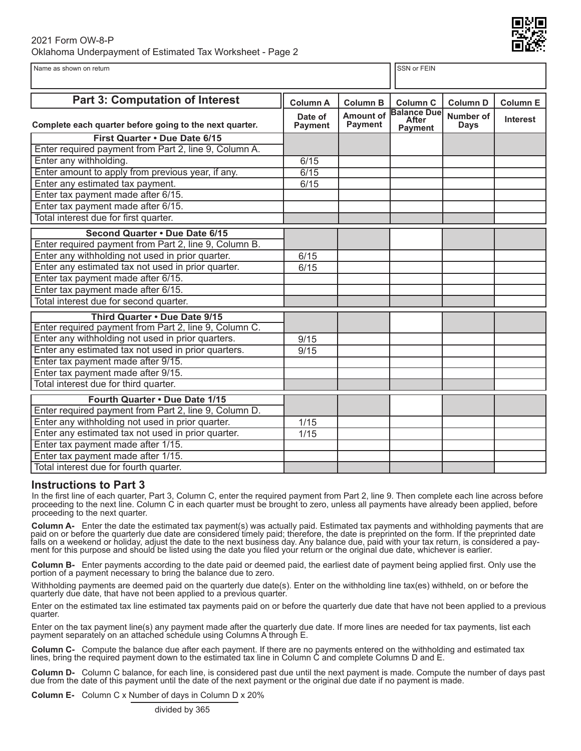2021 Form OW-8-P

Oklahoma Underpayment of Estimated Tax Worksheet - Page 2

| Name as shown on return | SSN or FEIN |
|---|---|
| | |

| **Part 3: Computation of Interest** | **Column A** | **Column B** | **Column C** | **Column D** | **Column E** |
|---|---|---|---|---|---|
| **Complete each quarter before going to the next quarter.** | **Date of Payment** | **Amount of Payment** | **Balance Due After Payment** | **Number of Days** | **Interest** |
| **First Quarter • Due Date 6/15** | | | | | |
| Enter required payment from Part 2, line 9, Column A. | | | | | |
| Enter any withholding. | 6/15 | | | | |
| Enter amount to apply from previous year, if any. | 6/15 | | | | |
| Enter any estimated tax payment. | 6/15 | | | | |
| Enter tax payment made after 6/15. | | | | | |
| Enter tax payment made after 6/15. | | | | | |
| Total interest due for first quarter. | | | | | |
| **Second Quarter • Due Date 6/15** | | | | | |
| Enter required payment from Part 2, line 9, Column B. | | | | | |
| Enter any withholding not used in prior quarter. | 6/15 | | | | |
| Enter any estimated tax not used in prior quarter. | 6/15 | | | | |
| Enter tax payment made after 6/15. | | | | | |
| Enter tax payment made after 6/15. | | | | | |
| Total interest due for second quarter. | | | | | |
| **Third Quarter • Due Date 9/15** | | | | | |
| Enter required payment from Part 2, line 9, Column C. | | | | | |
| Enter any withholding not used in prior quarters. | 9/15 | | | | |
| Enter any estimated tax not used in prior quarters. | 9/15 | | | | |
| Enter tax payment made after 9/15. | | | | | |
| Enter tax payment made after 9/15. | | | | | |
| Total interest due for third quarter. | | | | | |
| **Fourth Quarter • Due Date 1/15** | | | | | |
| Enter required payment from Part 2, line 9, Column D. | | | | | |
| Enter any withholding not used in prior quarter. | 1/15 | | | | |
| Enter any estimated tax not used in prior quarter. | 1/15 | | | | |
| Enter tax payment made after 1/15. | | | | | |
| Enter tax payment made after 1/15. | | | | | |
| Total interest due for fourth quarter. | | | | | |

## Instructions to Part 3

In the first line of each quarter, Part 3, Column C, enter the required payment from Part 2, line 9. Then complete each line across before proceeding to the next line. Column C in each quarter must be brought to zero, unless all payments have already been applied, before proceeding to the next quarter.

**Column A-** Enter the date the estimated tax payment(s) was actually paid. Estimated tax payments and withholding payments that are paid on or before the quarterly due date are considered timely paid; therefore, the date is preprinted on the form. If the preprinted date falls on a weekend or holiday, adjust the date to the next business day. Any balance due, paid with your tax return, is considered a payment for this purpose and should be listed using the date you filed your return or the original due date, whichever is earlier.

**Column B-** Enter payments according to the date paid or deemed paid, the earliest date of payment being applied first. Only use the portion of a payment necessary to bring the balance due to zero.

Withholding payments are deemed paid on the quarterly due date(s). Enter on the withholding line tax(es) withheld, on or before the quarterly due date, that have not been applied to a previous quarter.

Enter on the estimated tax line estimated tax payments paid on or before the quarterly due date that have not been applied to a previous quarter.

Enter on the tax payment line(s) any payment made after the quarterly due date. If more lines are needed for tax payments, list each payment separately on an attached schedule using Columns A through E.

**Column C-** Compute the balance due after each payment. If there are no payments entered on the withholding and estimated tax lines, bring the required payment down to the estimated tax line in Column C and complete Columns D and E.

**Column D-** Column C balance, for each line, is considered past due until the next payment is made. Compute the number of days past due from the date of this payment until the date of the next payment or the original due date if no payment is made.

**Column E-** 
$$\frac{\text{Column C x Number of days in Column D x 20\%}}{\text{divided by 365}}$$